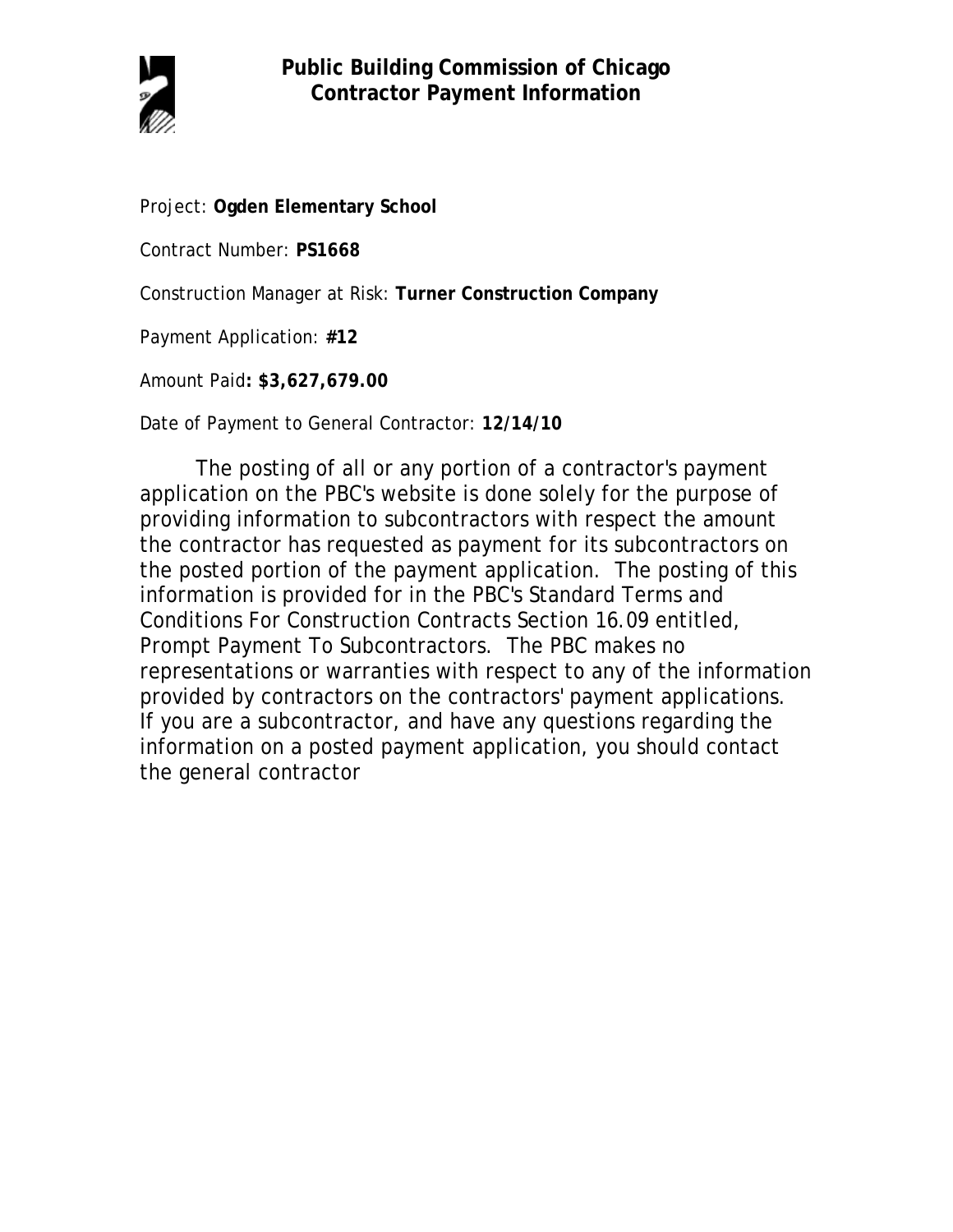# Public Building Commission of Chicago
## Contractor Payment Information

Project: **Ogden Elementary School**

Contract Number: **PS1668**

Construction Manager at Risk: **Turner Construction Company**

Payment Application: **#12**

Amount Paid**: $3,627,679.00**

Date of Payment to General Contractor: **12/14/10**

The posting of all or any portion of a contractor's payment application on the PBC's website is done solely for the purpose of providing information to subcontractors with respect the amount the contractor has requested as payment for its subcontractors on the posted portion of the payment application. The posting of this information is provided for in the PBC's Standard Terms and Conditions For Construction Contracts Section 16.09 entitled, Prompt Payment To Subcontractors. The PBC makes no representations or warranties with respect to any of the information provided by contractors on the contractors' payment applications. If you are a subcontractor, and have any questions regarding the information on a posted payment application, you should contact the general contractor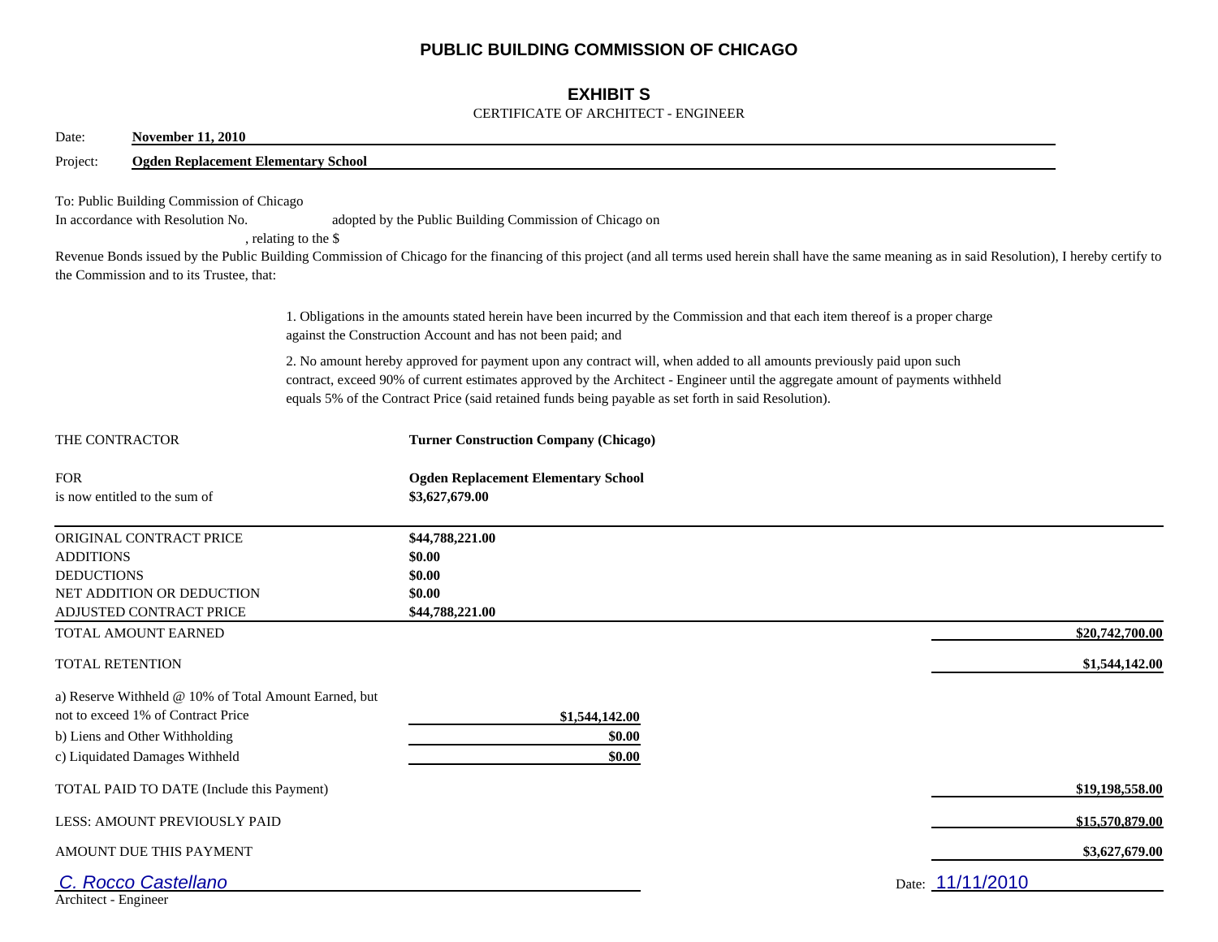# PUBLIC BUILDING COMMISSION OF CHICAGO

## EXHIBIT S

CERTIFICATE OF ARCHITECT - ENGINEER

Date: **November 11, 2010**

Project: **Ogden Replacement Elementary School**

To: Public Building Commission of Chicago
In accordance with Resolution No. adopted by the Public Building Commission of Chicago on , relating to the $ Revenue Bonds issued by the Public Building Commission of Chicago for the financing of this project (and all terms used herein shall have the same meaning as in said Resolution), I hereby certify to the Commission and to its Trustee, that:

1. Obligations in the amounts stated herein have been incurred by the Commission and that each item thereof is a proper charge against the Construction Account and has not been paid; and

2. No amount hereby approved for payment upon any contract will, when added to all amounts previously paid upon such contract, exceed 90% of current estimates approved by the Architect - Engineer until the aggregate amount of payments withheld equals 5% of the Contract Price (said retained funds being payable as set forth in said Resolution).

THE CONTRACTOR **Turner Construction Company (Chicago)**

FOR **Ogden Replacement Elementary School**
is now entitled to the sum of **$3,627,679.00**

| | | |
|---|---|---|
| ORIGINAL CONTRACT PRICE | **$44,788,221.00** | |
| ADDITIONS | **$0.00** | |
| DEDUCTIONS | **$0.00** | |
| NET ADDITION OR DEDUCTION | **$0.00** | |
| ADJUSTED CONTRACT PRICE | **$44,788,221.00** | |
| TOTAL AMOUNT EARNED | | **$20,742,700.00** |
| TOTAL RETENTION | | **$1,544,142.00** |
| a) Reserve Withheld @ 10% of Total Amount Earned, but not to exceed 1% of Contract Price | **$1,544,142.00** | |
| b) Liens and Other Withholding | **$0.00** | |
| c) Liquidated Damages Withheld | **$0.00** | |
| TOTAL PAID TO DATE (Include this Payment) | | **$19,198,558.00** |
| LESS: AMOUNT PREVIOUSLY PAID | | **$15,570,879.00** |
| AMOUNT DUE THIS PAYMENT | | **$3,627,679.00** |

C. Rocco Castellano
Architect - Engineer

Date: 11/11/2010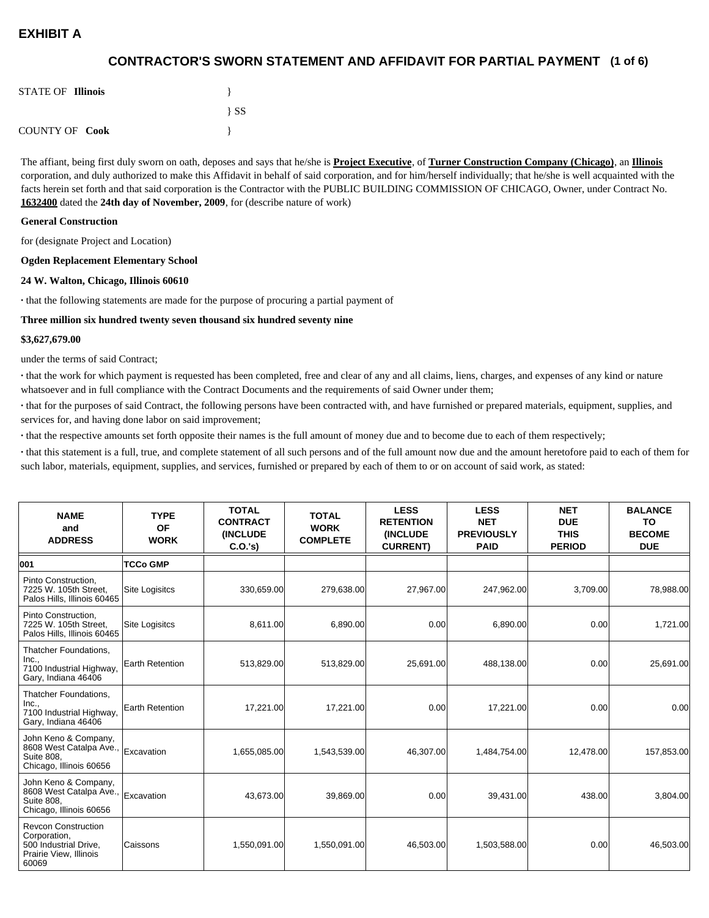# EXHIBIT A

## CONTRACTOR'S SWORN STATEMENT AND AFFIDAVIT FOR PARTIAL PAYMENT (1 of 6)

STATE OF **Illinois** }
} SS
COUNTY OF **Cook** }

The affiant, being first duly sworn on oath, deposes and says that he/she is **Project Executive**, of **Turner Construction Company (Chicago)**, an **Illinois** corporation, and duly authorized to make this Affidavit in behalf of said corporation, and for him/herself individually; that he/she is well acquainted with the facts herein set forth and that said corporation is the Contractor with the PUBLIC BUILDING COMMISSION OF CHICAGO, Owner, under Contract No. **1632400** dated the **24th day of November, 2009**, for (describe nature of work)

**General Construction**

for (designate Project and Location)

**Ogden Replacement Elementary School**

**24 W. Walton, Chicago, Illinois 60610**

· that the following statements are made for the purpose of procuring a partial payment of

**Three million six hundred twenty seven thousand six hundred seventy nine**

**$3,627,679.00**

under the terms of said Contract;

· that the work for which payment is requested has been completed, free and clear of any and all claims, liens, charges, and expenses of any kind or nature whatsoever and in full compliance with the Contract Documents and the requirements of said Owner under them;

· that for the purposes of said Contract, the following persons have been contracted with, and have furnished or prepared materials, equipment, supplies, and services for, and having done labor on said improvement;

· that the respective amounts set forth opposite their names is the full amount of money due and to become due to each of them respectively;

· that this statement is a full, true, and complete statement of all such persons and of the full amount now due and the amount heretofore paid to each of them for such labor, materials, equipment, supplies, and services, furnished or prepared by each of them to or on account of said work, as stated:

| NAME and ADDRESS | TYPE OF WORK | TOTAL CONTRACT (INCLUDE C.O.'s) | TOTAL WORK COMPLETE | LESS RETENTION (INCLUDE CURRENT) | LESS NET PREVIOUSLY PAID | NET DUE THIS PERIOD | BALANCE TO BECOME DUE |
|---|---|---|---|---|---|---|---|
| **001** | **TCCo GMP** | | | | | | |
| Pinto Construction, 7225 W. 105th Street, Palos Hills, Illinois 60465 | Site Logisitcs | 330,659.00 | 279,638.00 | 27,967.00 | 247,962.00 | 3,709.00 | 78,988.00 |
| Pinto Construction, 7225 W. 105th Street, Palos Hills, Illinois 60465 | Site Logisitcs | 8,611.00 | 6,890.00 | 0.00 | 6,890.00 | 0.00 | 1,721.00 |
| Thatcher Foundations, Inc., 7100 Industrial Highway, Gary, Indiana 46406 | Earth Retention | 513,829.00 | 513,829.00 | 25,691.00 | 488,138.00 | 0.00 | 25,691.00 |
| Thatcher Foundations, Inc., 7100 Industrial Highway, Gary, Indiana 46406 | Earth Retention | 17,221.00 | 17,221.00 | 0.00 | 17,221.00 | 0.00 | 0.00 |
| John Keno & Company, 8608 West Catalpa Ave., Suite 808, Chicago, Illinois 60656 | Excavation | 1,655,085.00 | 1,543,539.00 | 46,307.00 | 1,484,754.00 | 12,478.00 | 157,853.00 |
| John Keno & Company, 8608 West Catalpa Ave., Suite 808, Chicago, Illinois 60656 | Excavation | 43,673.00 | 39,869.00 | 0.00 | 39,431.00 | 438.00 | 3,804.00 |
| Revcon Construction Corporation, 500 Industrial Drive, Prairie View, Illinois 60069 | Caissons | 1,550,091.00 | 1,550,091.00 | 46,503.00 | 1,503,588.00 | 0.00 | 46,503.00 |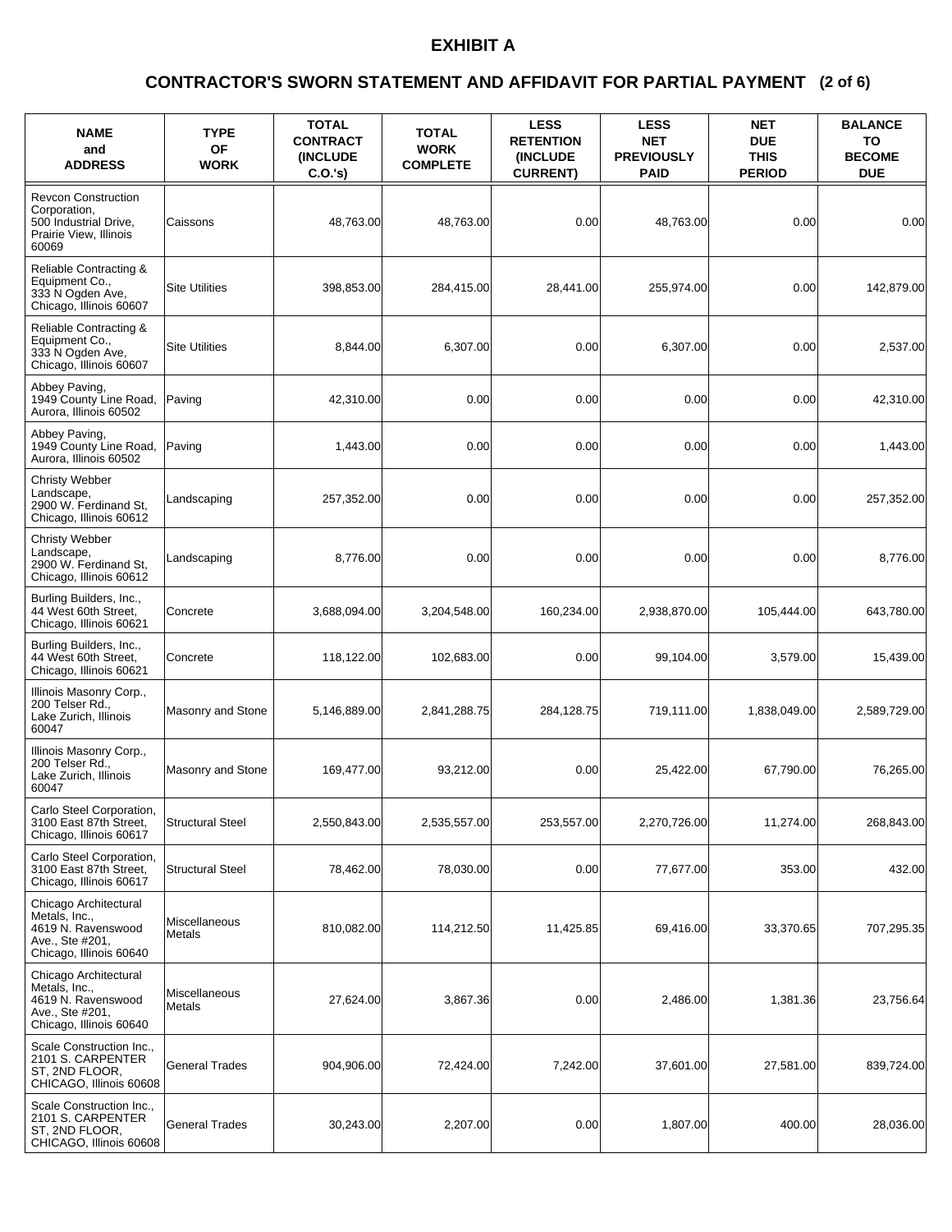# EXHIBIT A

## CONTRACTOR'S SWORN STATEMENT AND AFFIDAVIT FOR PARTIAL PAYMENT (2 of 6)

| NAME and ADDRESS | TYPE OF WORK | TOTAL CONTRACT (INCLUDE C.O.'s) | TOTAL WORK COMPLETE | LESS RETENTION (INCLUDE CURRENT) | LESS NET PREVIOUSLY PAID | NET DUE THIS PERIOD | BALANCE TO BECOME DUE |
|---|---|---|---|---|---|---|---|
| Revcon Construction Corporation, 500 Industrial Drive, Prairie View, Illinois 60069 | Caissons | 48,763.00 | 48,763.00 | 0.00 | 48,763.00 | 0.00 | 0.00 |
| Reliable Contracting & Equipment Co., 333 N Ogden Ave, Chicago, Illinois 60607 | Site Utilities | 398,853.00 | 284,415.00 | 28,441.00 | 255,974.00 | 0.00 | 142,879.00 |
| Reliable Contracting & Equipment Co., 333 N Ogden Ave, Chicago, Illinois 60607 | Site Utilities | 8,844.00 | 6,307.00 | 0.00 | 6,307.00 | 0.00 | 2,537.00 |
| Abbey Paving, 1949 County Line Road, Aurora, Illinois 60502 | Paving | 42,310.00 | 0.00 | 0.00 | 0.00 | 0.00 | 42,310.00 |
| Abbey Paving, 1949 County Line Road, Aurora, Illinois 60502 | Paving | 1,443.00 | 0.00 | 0.00 | 0.00 | 0.00 | 1,443.00 |
| Christy Webber Landscape, 2900 W. Ferdinand St, Chicago, Illinois 60612 | Landscaping | 257,352.00 | 0.00 | 0.00 | 0.00 | 0.00 | 257,352.00 |
| Christy Webber Landscape, 2900 W. Ferdinand St, Chicago, Illinois 60612 | Landscaping | 8,776.00 | 0.00 | 0.00 | 0.00 | 0.00 | 8,776.00 |
| Burling Builders, Inc., 44 West 60th Street, Chicago, Illinois 60621 | Concrete | 3,688,094.00 | 3,204,548.00 | 160,234.00 | 2,938,870.00 | 105,444.00 | 643,780.00 |
| Burling Builders, Inc., 44 West 60th Street, Chicago, Illinois 60621 | Concrete | 118,122.00 | 102,683.00 | 0.00 | 99,104.00 | 3,579.00 | 15,439.00 |
| Illinois Masonry Corp., 200 Telser Rd., Lake Zurich, Illinois 60047 | Masonry and Stone | 5,146,889.00 | 2,841,288.75 | 284,128.75 | 719,111.00 | 1,838,049.00 | 2,589,729.00 |
| Illinois Masonry Corp., 200 Telser Rd., Lake Zurich, Illinois 60047 | Masonry and Stone | 169,477.00 | 93,212.00 | 0.00 | 25,422.00 | 67,790.00 | 76,265.00 |
| Carlo Steel Corporation, 3100 East 87th Street, Chicago, Illinois 60617 | Structural Steel | 2,550,843.00 | 2,535,557.00 | 253,557.00 | 2,270,726.00 | 11,274.00 | 268,843.00 |
| Carlo Steel Corporation, 3100 East 87th Street, Chicago, Illinois 60617 | Structural Steel | 78,462.00 | 78,030.00 | 0.00 | 77,677.00 | 353.00 | 432.00 |
| Chicago Architectural Metals, Inc., 4619 N. Ravenswood Ave., Ste #201, Chicago, Illinois 60640 | Miscellaneous Metals | 810,082.00 | 114,212.50 | 11,425.85 | 69,416.00 | 33,370.65 | 707,295.35 |
| Chicago Architectural Metals, Inc., 4619 N. Ravenswood Ave., Ste #201, Chicago, Illinois 60640 | Miscellaneous Metals | 27,624.00 | 3,867.36 | 0.00 | 2,486.00 | 1,381.36 | 23,756.64 |
| Scale Construction Inc., 2101 S. CARPENTER ST, 2ND FLOOR, CHICAGO, Illinois 60608 | General Trades | 904,906.00 | 72,424.00 | 7,242.00 | 37,601.00 | 27,581.00 | 839,724.00 |
| Scale Construction Inc., 2101 S. CARPENTER ST, 2ND FLOOR, CHICAGO, Illinois 60608 | General Trades | 30,243.00 | 2,207.00 | 0.00 | 1,807.00 | 400.00 | 28,036.00 |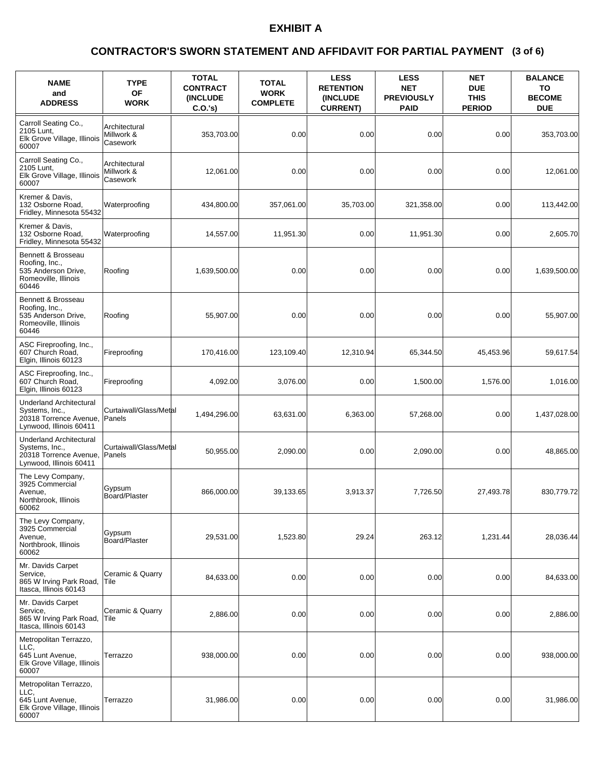# EXHIBIT A

## CONTRACTOR'S SWORN STATEMENT AND AFFIDAVIT FOR PARTIAL PAYMENT (3 of 6)

| NAME and ADDRESS | TYPE OF WORK | TOTAL CONTRACT (INCLUDE C.O.'s) | TOTAL WORK COMPLETE | LESS RETENTION (INCLUDE CURRENT) | LESS NET PREVIOUSLY PAID | NET DUE THIS PERIOD | BALANCE TO BECOME DUE |
|---|---|---|---|---|---|---|---|
| Carroll Seating Co., 2105 Lunt, Elk Grove Village, Illinois 60007 | Architectural Millwork & Casework | 353,703.00 | 0.00 | 0.00 | 0.00 | 0.00 | 353,703.00 |
| Carroll Seating Co., 2105 Lunt, Elk Grove Village, Illinois 60007 | Architectural Millwork & Casework | 12,061.00 | 0.00 | 0.00 | 0.00 | 0.00 | 12,061.00 |
| Kremer & Davis, 132 Osborne Road, Fridley, Minnesota 55432 | Waterproofing | 434,800.00 | 357,061.00 | 35,703.00 | 321,358.00 | 0.00 | 113,442.00 |
| Kremer & Davis, 132 Osborne Road, Fridley, Minnesota 55432 | Waterproofing | 14,557.00 | 11,951.30 | 0.00 | 11,951.30 | 0.00 | 2,605.70 |
| Bennett & Brosseau Roofing, Inc., 535 Anderson Drive, Romeoville, Illinois 60446 | Roofing | 1,639,500.00 | 0.00 | 0.00 | 0.00 | 0.00 | 1,639,500.00 |
| Bennett & Brosseau Roofing, Inc., 535 Anderson Drive, Romeoville, Illinois 60446 | Roofing | 55,907.00 | 0.00 | 0.00 | 0.00 | 0.00 | 55,907.00 |
| ASC Fireproofing, Inc., 607 Church Road, Elgin, Illinois 60123 | Fireproofing | 170,416.00 | 123,109.40 | 12,310.94 | 65,344.50 | 45,453.96 | 59,617.54 |
| ASC Fireproofing, Inc., 607 Church Road, Elgin, Illinois 60123 | Fireproofing | 4,092.00 | 3,076.00 | 0.00 | 1,500.00 | 1,576.00 | 1,016.00 |
| Underland Architectural Systems, Inc., 20318 Torrence Avenue, Lynwood, Illinois 60411 | Curtaiwall/Glass/Metal Panels | 1,494,296.00 | 63,631.00 | 6,363.00 | 57,268.00 | 0.00 | 1,437,028.00 |
| Underland Architectural Systems, Inc., 20318 Torrence Avenue, Lynwood, Illinois 60411 | Curtaiwall/Glass/Metal Panels | 50,955.00 | 2,090.00 | 0.00 | 2,090.00 | 0.00 | 48,865.00 |
| The Levy Company, 3925 Commercial Avenue, Northbrook, Illinois 60062 | Gypsum Board/Plaster | 866,000.00 | 39,133.65 | 3,913.37 | 7,726.50 | 27,493.78 | 830,779.72 |
| The Levy Company, 3925 Commercial Avenue, Northbrook, Illinois 60062 | Gypsum Board/Plaster | 29,531.00 | 1,523.80 | 29.24 | 263.12 | 1,231.44 | 28,036.44 |
| Mr. Davids Carpet Service, 865 W Irving Park Road, Itasca, Illinois 60143 | Ceramic & Quarry Tile | 84,633.00 | 0.00 | 0.00 | 0.00 | 0.00 | 84,633.00 |
| Mr. Davids Carpet Service, 865 W Irving Park Road, Itasca, Illinois 60143 | Ceramic & Quarry Tile | 2,886.00 | 0.00 | 0.00 | 0.00 | 0.00 | 2,886.00 |
| Metropolitan Terrazzo, LLC, 645 Lunt Avenue, Elk Grove Village, Illinois 60007 | Terrazzo | 938,000.00 | 0.00 | 0.00 | 0.00 | 0.00 | 938,000.00 |
| Metropolitan Terrazzo, LLC, 645 Lunt Avenue, Elk Grove Village, Illinois 60007 | Terrazzo | 31,986.00 | 0.00 | 0.00 | 0.00 | 0.00 | 31,986.00 |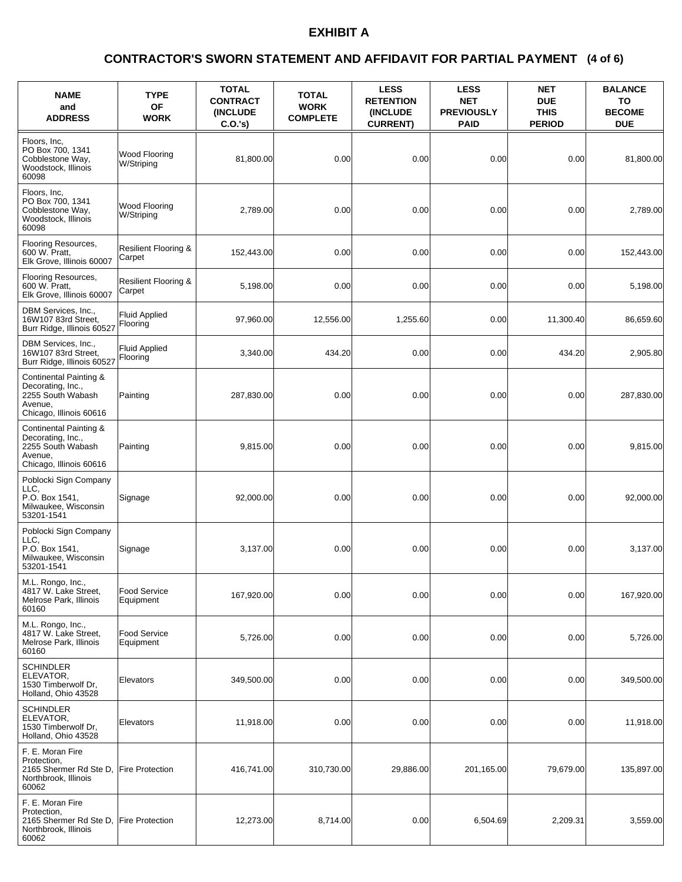# EXHIBIT A

## CONTRACTOR'S SWORN STATEMENT AND AFFIDAVIT FOR PARTIAL PAYMENT (4 of 6)

| NAME and ADDRESS | TYPE OF WORK | TOTAL CONTRACT (INCLUDE C.O.'s) | TOTAL WORK COMPLETE | LESS RETENTION (INCLUDE CURRENT) | LESS NET PREVIOUSLY PAID | NET DUE THIS PERIOD | BALANCE TO BECOME DUE |
|---|---|---|---|---|---|---|---|
| Floors, Inc, PO Box 700, 1341 Cobblestone Way, Woodstock, Illinois 60098 | Wood Flooring W/Striping | 81,800.00 | 0.00 | 0.00 | 0.00 | 0.00 | 81,800.00 |
| Floors, Inc, PO Box 700, 1341 Cobblestone Way, Woodstock, Illinois 60098 | Wood Flooring W/Striping | 2,789.00 | 0.00 | 0.00 | 0.00 | 0.00 | 2,789.00 |
| Flooring Resources, 600 W. Pratt, Elk Grove, Illinois 60007 | Resilient Flooring & Carpet | 152,443.00 | 0.00 | 0.00 | 0.00 | 0.00 | 152,443.00 |
| Flooring Resources, 600 W. Pratt, Elk Grove, Illinois 60007 | Resilient Flooring & Carpet | 5,198.00 | 0.00 | 0.00 | 0.00 | 0.00 | 5,198.00 |
| DBM Services, Inc., 16W107 83rd Street, Burr Ridge, Illinois 60527 | Fluid Applied Flooring | 97,960.00 | 12,556.00 | 1,255.60 | 0.00 | 11,300.40 | 86,659.60 |
| DBM Services, Inc., 16W107 83rd Street, Burr Ridge, Illinois 60527 | Fluid Applied Flooring | 3,340.00 | 434.20 | 0.00 | 0.00 | 434.20 | 2,905.80 |
| Continental Painting & Decorating, Inc., 2255 South Wabash Avenue, Chicago, Illinois 60616 | Painting | 287,830.00 | 0.00 | 0.00 | 0.00 | 0.00 | 287,830.00 |
| Continental Painting & Decorating, Inc., 2255 South Wabash Avenue, Chicago, Illinois 60616 | Painting | 9,815.00 | 0.00 | 0.00 | 0.00 | 0.00 | 9,815.00 |
| Poblocki Sign Company LLC, P.O. Box 1541, Milwaukee, Wisconsin 53201-1541 | Signage | 92,000.00 | 0.00 | 0.00 | 0.00 | 0.00 | 92,000.00 |
| Poblocki Sign Company LLC, P.O. Box 1541, Milwaukee, Wisconsin 53201-1541 | Signage | 3,137.00 | 0.00 | 0.00 | 0.00 | 0.00 | 3,137.00 |
| M.L. Rongo, Inc., 4817 W. Lake Street, Melrose Park, Illinois 60160 | Food Service Equipment | 167,920.00 | 0.00 | 0.00 | 0.00 | 0.00 | 167,920.00 |
| M.L. Rongo, Inc., 4817 W. Lake Street, Melrose Park, Illinois 60160 | Food Service Equipment | 5,726.00 | 0.00 | 0.00 | 0.00 | 0.00 | 5,726.00 |
| SCHINDLER ELEVATOR, 1530 Timberwolf Dr, Holland, Ohio 43528 | Elevators | 349,500.00 | 0.00 | 0.00 | 0.00 | 0.00 | 349,500.00 |
| SCHINDLER ELEVATOR, 1530 Timberwolf Dr, Holland, Ohio 43528 | Elevators | 11,918.00 | 0.00 | 0.00 | 0.00 | 0.00 | 11,918.00 |
| F. E. Moran Fire Protection, 2165 Shermer Rd Ste D, Northbrook, Illinois 60062 | Fire Protection | 416,741.00 | 310,730.00 | 29,886.00 | 201,165.00 | 79,679.00 | 135,897.00 |
| F. E. Moran Fire Protection, 2165 Shermer Rd Ste D, Northbrook, Illinois 60062 | Fire Protection | 12,273.00 | 8,714.00 | 0.00 | 6,504.69 | 2,209.31 | 3,559.00 |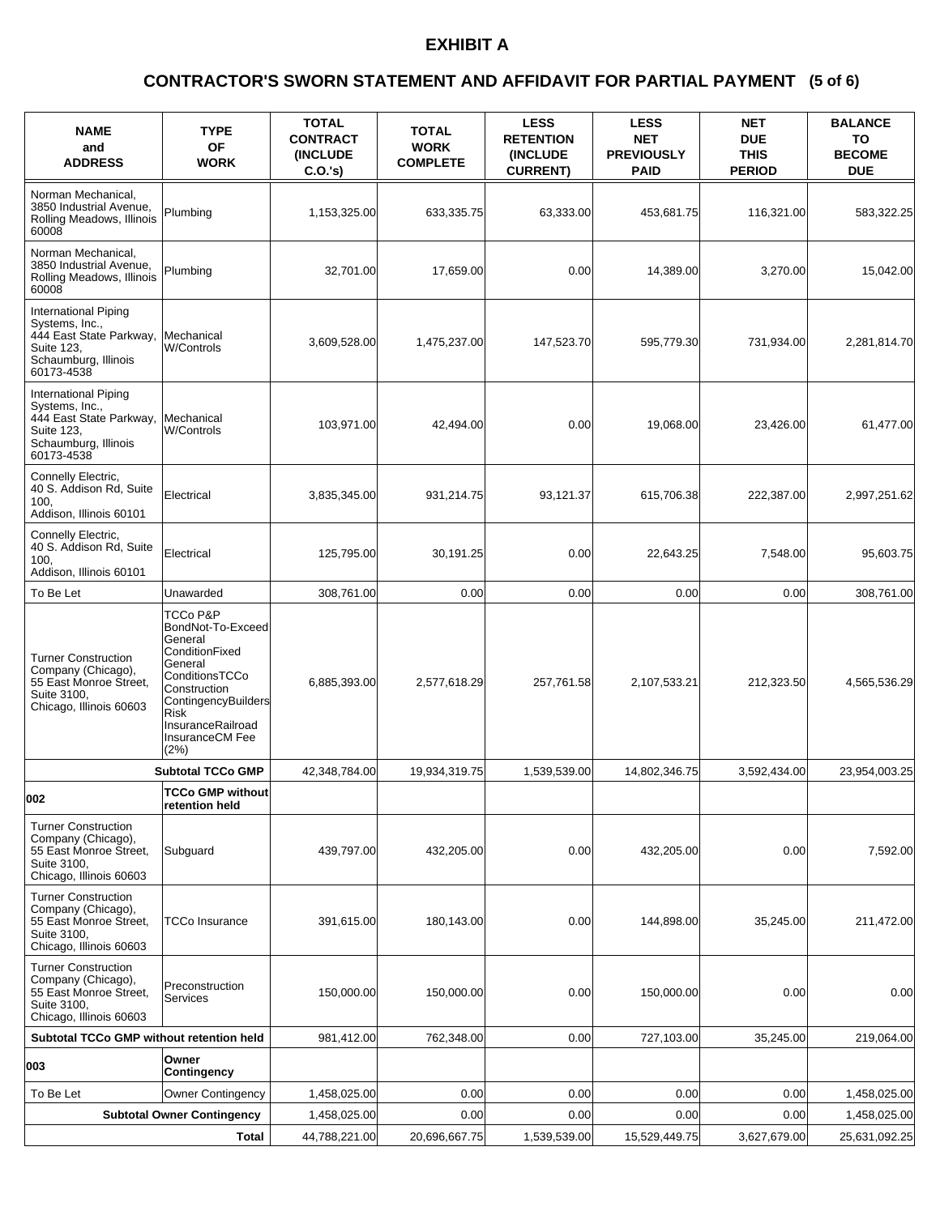# EXHIBIT A

## CONTRACTOR'S SWORN STATEMENT AND AFFIDAVIT FOR PARTIAL PAYMENT (5 of 6)

| NAME and ADDRESS | TYPE OF WORK | TOTAL CONTRACT (INCLUDE C.O.'s) | TOTAL WORK COMPLETE | LESS RETENTION (INCLUDE CURRENT) | LESS NET PREVIOUSLY PAID | NET DUE THIS PERIOD | BALANCE TO BECOME DUE |
|---|---|---|---|---|---|---|---|
| Norman Mechanical, 3850 Industrial Avenue, Rolling Meadows, Illinois 60008 | Plumbing | 1,153,325.00 | 633,335.75 | 63,333.00 | 453,681.75 | 116,321.00 | 583,322.25 |
| Norman Mechanical, 3850 Industrial Avenue, Rolling Meadows, Illinois 60008 | Plumbing | 32,701.00 | 17,659.00 | 0.00 | 14,389.00 | 3,270.00 | 15,042.00 |
| International Piping Systems, Inc., 444 East State Parkway, Suite 123, Schaumburg, Illinois 60173-4538 | Mechanical W/Controls | 3,609,528.00 | 1,475,237.00 | 147,523.70 | 595,779.30 | 731,934.00 | 2,281,814.70 |
| International Piping Systems, Inc., 444 East State Parkway, Suite 123, Schaumburg, Illinois 60173-4538 | Mechanical W/Controls | 103,971.00 | 42,494.00 | 0.00 | 19,068.00 | 23,426.00 | 61,477.00 |
| Connelly Electric, 40 S. Addison Rd, Suite 100, Addison, Illinois 60101 | Electrical | 3,835,345.00 | 931,214.75 | 93,121.37 | 615,706.38 | 222,387.00 | 2,997,251.62 |
| Connelly Electric, 40 S. Addison Rd, Suite 100, Addison, Illinois 60101 | Electrical | 125,795.00 | 30,191.25 | 0.00 | 22,643.25 | 7,548.00 | 95,603.75 |
| To Be Let | Unawarded | 308,761.00 | 0.00 | 0.00 | 0.00 | 0.00 | 308,761.00 |
| Turner Construction Company (Chicago), 55 East Monroe Street, Suite 3100, Chicago, Illinois 60603 | TCCo P&P BondNot-To-Exceed General ConditionFixed General ConditionsTCCo Construction ContingencyBuilders Risk InsuranceRailroad InsuranceCM Fee (2%) | 6,885,393.00 | 2,577,618.29 | 257,761.58 | 2,107,533.21 | 212,323.50 | 4,565,536.29 |
| | **Subtotal TCCo GMP** | 42,348,784.00 | 19,934,319.75 | 1,539,539.00 | 14,802,346.75 | 3,592,434.00 | 23,954,003.25 |
| **002** | **TCCo GMP without retention held** | | | | | | |
| Turner Construction Company (Chicago), 55 East Monroe Street, Suite 3100, Chicago, Illinois 60603 | Subguard | 439,797.00 | 432,205.00 | 0.00 | 432,205.00 | 0.00 | 7,592.00 |
| Turner Construction Company (Chicago), 55 East Monroe Street, Suite 3100, Chicago, Illinois 60603 | TCCo Insurance | 391,615.00 | 180,143.00 | 0.00 | 144,898.00 | 35,245.00 | 211,472.00 |
| Turner Construction Company (Chicago), 55 East Monroe Street, Suite 3100, Chicago, Illinois 60603 | Preconstruction Services | 150,000.00 | 150,000.00 | 0.00 | 150,000.00 | 0.00 | 0.00 |
| **Subtotal TCCo GMP without retention held** | | 981,412.00 | 762,348.00 | 0.00 | 727,103.00 | 35,245.00 | 219,064.00 |
| **003** | **Owner Contingency** | | | | | | |
| To Be Let | Owner Contingency | 1,458,025.00 | 0.00 | 0.00 | 0.00 | 0.00 | 1,458,025.00 |
| | **Subtotal Owner Contingency** | 1,458,025.00 | 0.00 | 0.00 | 0.00 | 0.00 | 1,458,025.00 |
| | **Total** | 44,788,221.00 | 20,696,667.75 | 1,539,539.00 | 15,529,449.75 | 3,627,679.00 | 25,631,092.25 |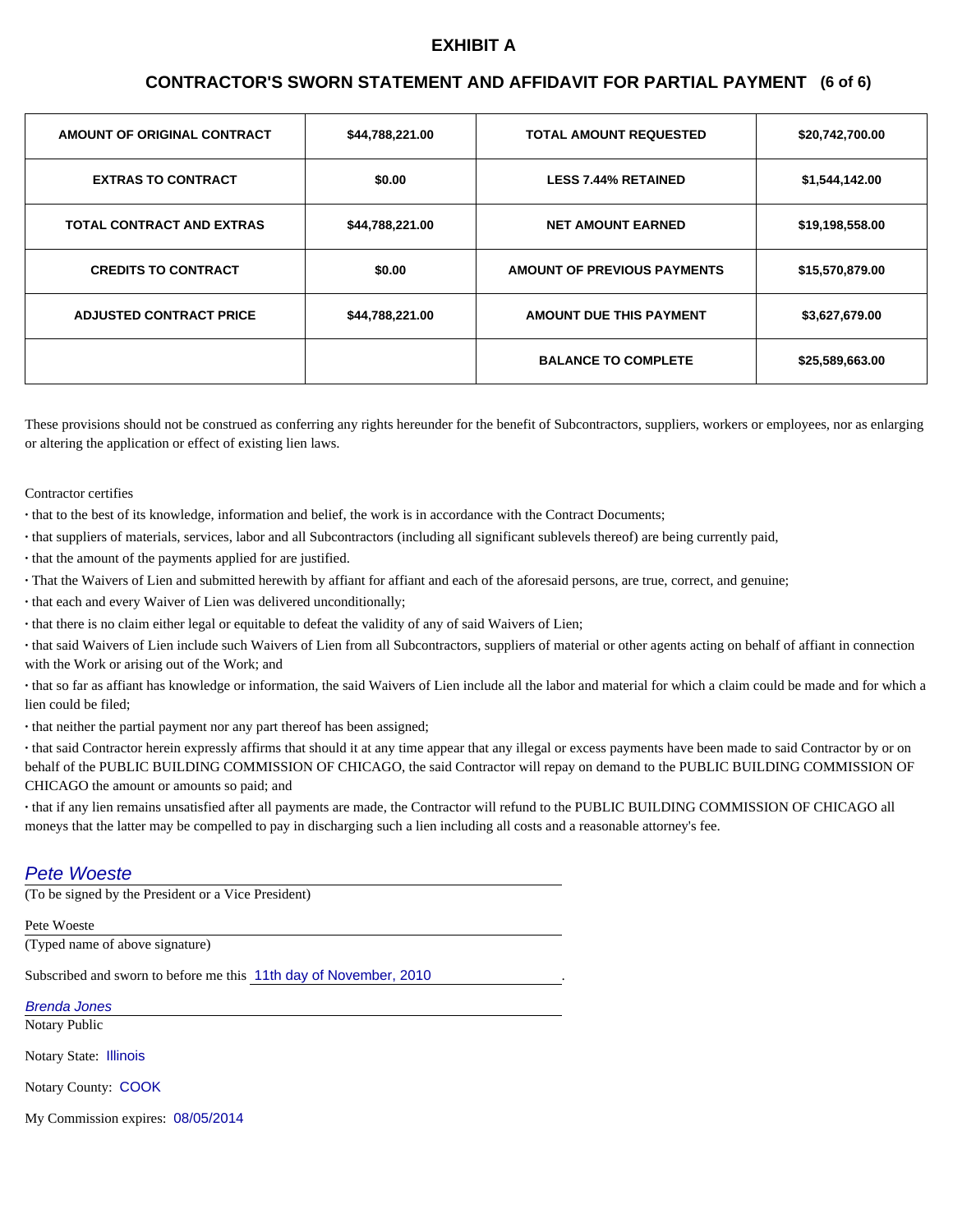# EXHIBIT A

## CONTRACTOR'S SWORN STATEMENT AND AFFIDAVIT FOR PARTIAL PAYMENT (6 of 6)

| | | | |
|---|---|---|---|
| **AMOUNT OF ORIGINAL CONTRACT** | **$44,788,221.00** | **TOTAL AMOUNT REQUESTED** | **$20,742,700.00** |
| **EXTRAS TO CONTRACT** | **$0.00** | **LESS 7.44% RETAINED** | **$1,544,142.00** |
| **TOTAL CONTRACT AND EXTRAS** | **$44,788,221.00** | **NET AMOUNT EARNED** | **$19,198,558.00** |
| **CREDITS TO CONTRACT** | **$0.00** | **AMOUNT OF PREVIOUS PAYMENTS** | **$15,570,879.00** |
| **ADJUSTED CONTRACT PRICE** | **$44,788,221.00** | **AMOUNT DUE THIS PAYMENT** | **$3,627,679.00** |
| | | **BALANCE TO COMPLETE** | **$25,589,663.00** |

These provisions should not be construed as conferring any rights hereunder for the benefit of Subcontractors, suppliers, workers or employees, nor as enlarging or altering the application or effect of existing lien laws.

Contractor certifies

- that to the best of its knowledge, information and belief, the work is in accordance with the Contract Documents;
- that suppliers of materials, services, labor and all Subcontractors (including all significant sublevels thereof) are being currently paid,
- that the amount of the payments applied for are justified.
- That the Waivers of Lien and submitted herewith by affiant for affiant and each of the aforesaid persons, are true, correct, and genuine;
- that each and every Waiver of Lien was delivered unconditionally;
- that there is no claim either legal or equitable to defeat the validity of any of said Waivers of Lien;
- that said Waivers of Lien include such Waivers of Lien from all Subcontractors, suppliers of material or other agents acting on behalf of affiant in connection with the Work or arising out of the Work; and
- that so far as affiant has knowledge or information, the said Waivers of Lien include all the labor and material for which a claim could be made and for which a lien could be filed;
- that neither the partial payment nor any part thereof has been assigned;
- that said Contractor herein expressly affirms that should it at any time appear that any illegal or excess payments have been made to said Contractor by or on behalf of the PUBLIC BUILDING COMMISSION OF CHICAGO, the said Contractor will repay on demand to the PUBLIC BUILDING COMMISSION OF CHICAGO the amount or amounts so paid; and
- that if any lien remains unsatisfied after all payments are made, the Contractor will refund to the PUBLIC BUILDING COMMISSION OF CHICAGO all moneys that the latter may be compelled to pay in discharging such a lien including all costs and a reasonable attorney's fee.

*Pete Woeste*
(To be signed by the President or a Vice President)

Pete Woeste
(Typed name of above signature)

Subscribed and sworn to before me this 11th day of November, 2010.

*Brenda Jones*
Notary Public

Notary State: Illinois

Notary County: COOK

My Commission expires: 08/05/2014